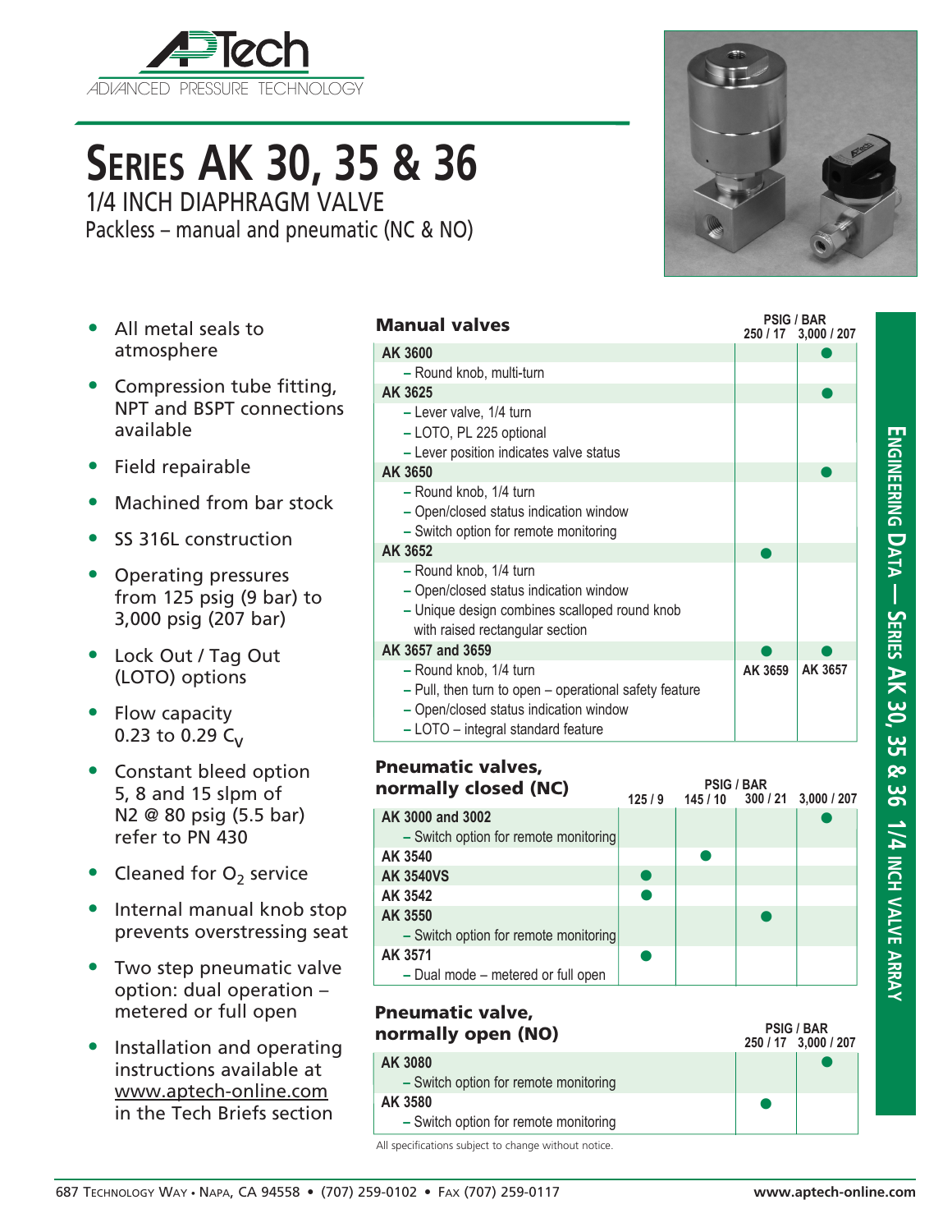APTech
ADVANCED PRESSURE TECHNOLOGY

# Series AK 30, 35 & 36

## 1/4 INCH DIAPHRAGM VALVE

Packless – manual and pneumatic (NC & NO)

- All metal seals to atmosphere
- Compression tube fitting, NPT and BSPT connections available
- Field repairable
- Machined from bar stock
- SS 316L construction
- Operating pressures from 125 psig (9 bar) to 3,000 psig (207 bar)
- Lock Out / Tag Out (LOTO) options
- Flow capacity 0.23 to 0.29 $C_V$
- Constant bleed option 5, 8 and 15 slpm of N2 @ 80 psig (5.5 bar) refer to PN 430
- Cleaned for $O_2$ service
- Internal manual knob stop prevents overstressing seat
- Two step pneumatic valve option: dual operation – metered or full open
- Installation and operating instructions available at www.aptech-online.com in the Tech Briefs section

### Manual valves

| Model | PSIG / BAR 250 / 17 | PSIG / BAR 3,000 / 207 |
|---|---|---|
| **AK 3600** | | ● |
| – Round knob, multi-turn | | |
| **AK 3625** | | ● |
| – Lever valve, 1/4 turn<br>– LOTO, PL 225 optional<br>– Lever position indicates valve status | | |
| **AK 3650** | | ● |
| – Round knob, 1/4 turn<br>– Open/closed status indication window<br>– Switch option for remote monitoring | | |
| **AK 3652** | ● | |
| – Round knob, 1/4 turn<br>– Open/closed status indication window<br>– Unique design combines scalloped round knob with raised rectangular section | | |
| **AK 3657 and 3659** | ● | ● |
| – Round knob, 1/4 turn<br>– Pull, then turn to open – operational safety feature<br>– Open/closed status indication window<br>– LOTO – integral standard feature | AK 3659 | AK 3657 |

### Pneumatic valves, normally closed (NC)

| Model | PSIG / BAR 125 / 9 | PSIG / BAR 145 / 10 | PSIG / BAR 300 / 21 | PSIG / BAR 3,000 / 207 |
|---|---|---|---|---|
| **AK 3000 and 3002** | | | | ● |
| – Switch option for remote monitoring | | | | |
| **AK 3540** | | ● | | |
| **AK 3540VS** | ● | | | |
| **AK 3542** | ● | | | |
| **AK 3550** | | | ● | |
| – Switch option for remote monitoring | | | | |
| **AK 3571** | ● | | | |
| – Dual mode – metered or full open | | | | |

### Pneumatic valve, normally open (NO)

| Model | PSIG / BAR 250 / 17 | PSIG / BAR 3,000 / 207 |
|---|---|---|
| **AK 3080** | | ● |
| – Switch option for remote monitoring | | |
| **AK 3580** | ● | |
| – Switch option for remote monitoring | | |

All specifications subject to change without notice.

687 Technology Way • Napa, CA 94558 • (707) 259-0102 • Fax (707) 259-0117 www.aptech-online.com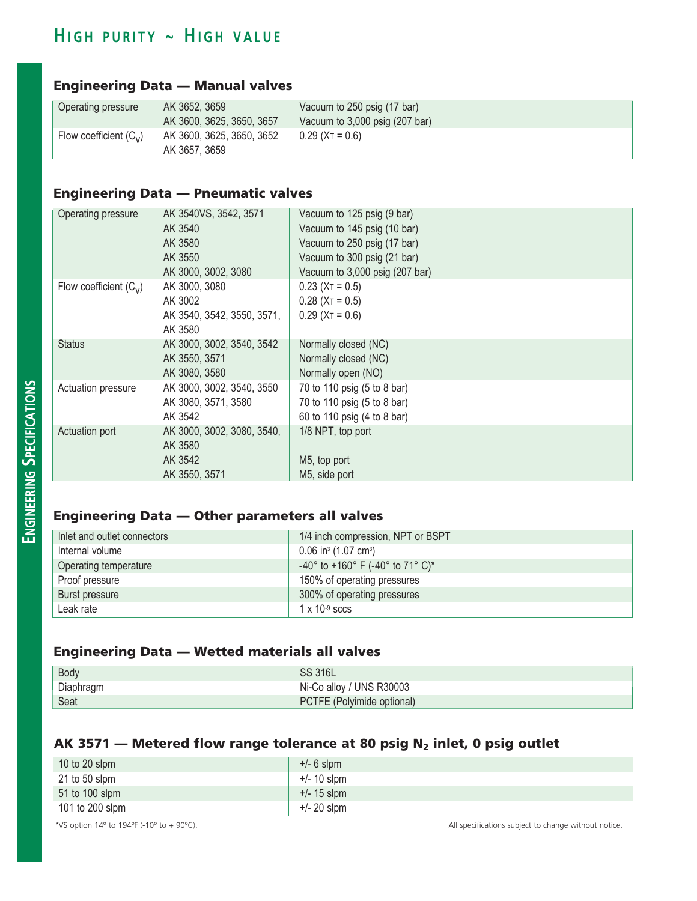## Engineering Data — Manual valves

| | | |
|---|---|---|
| Operating pressure | AK 3652, 3659 | Vacuum to 250 psig (17 bar) |
| | AK 3600, 3625, 3650, 3657 | Vacuum to 3,000 psig (207 bar) |
| Flow coefficient ($C_V$) | AK 3600, 3625, 3650, 3652 AK 3657, 3659 | 0.29 ($X_T$ = 0.6) |

## Engineering Data — Pneumatic valves

| | | |
|---|---|---|
| Operating pressure | AK 3540VS, 3542, 3571 | Vacuum to 125 psig (9 bar) |
| | AK 3540 | Vacuum to 145 psig (10 bar) |
| | AK 3580 | Vacuum to 250 psig (17 bar) |
| | AK 3550 | Vacuum to 300 psig (21 bar) |
| | AK 3000, 3002, 3080 | Vacuum to 3,000 psig (207 bar) |
| Flow coefficient ($C_V$) | AK 3000, 3080 | 0.23 ($X_T$ = 0.5) |
| | AK 3002 | 0.28 ($X_T$ = 0.5) |
| | AK 3540, 3542, 3550, 3571, AK 3580 | 0.29 ($X_T$ = 0.6) |
| Status | AK 3000, 3002, 3540, 3542 | Normally closed (NC) |
| | AK 3550, 3571 | Normally closed (NC) |
| | AK 3080, 3580 | Normally open (NO) |
| Actuation pressure | AK 3000, 3002, 3540, 3550 | 70 to 110 psig (5 to 8 bar) |
| | AK 3080, 3571, 3580 | 70 to 110 psig (5 to 8 bar) |
| | AK 3542 | 60 to 110 psig (4 to 8 bar) |
| Actuation port | AK 3000, 3002, 3080, 3540, AK 3580 | 1/8 NPT, top port |
| | AK 3542 | M5, top port |
| | AK 3550, 3571 | M5, side port |

## Engineering Data — Other parameters all valves

| | |
|---|---|
| Inlet and outlet connectors | 1/4 inch compression, NPT or BSPT |
| Internal volume | 0.06 $in^3$ (1.07 $cm^3$) |
| Operating temperature | -40° to +160° F (-40° to 71° C)* |
| Proof pressure | 150% of operating pressures |
| Burst pressure | 300% of operating pressures |
| Leak rate | 1 x $10^{-9}$ sccs |

## Engineering Data — Wetted materials all valves

| | |
|---|---|
| Body | SS 316L |
| Diaphragm | Ni-Co alloy / UNS R30003 |
| Seat | PCTFE (Polyimide optional) |

## AK 3571 — Metered flow range tolerance at 80 psig $N_2$ inlet, 0 psig outlet

| | |
|---|---|
| 10 to 20 slpm | +/- 6 slpm |
| 21 to 50 slpm | +/- 10 slpm |
| 51 to 100 slpm | +/- 15 slpm |
| 101 to 200 slpm | +/- 20 slpm |

*VS option 14º to 194ºF (-10º to + 90ºC).

All specifications subject to change without notice.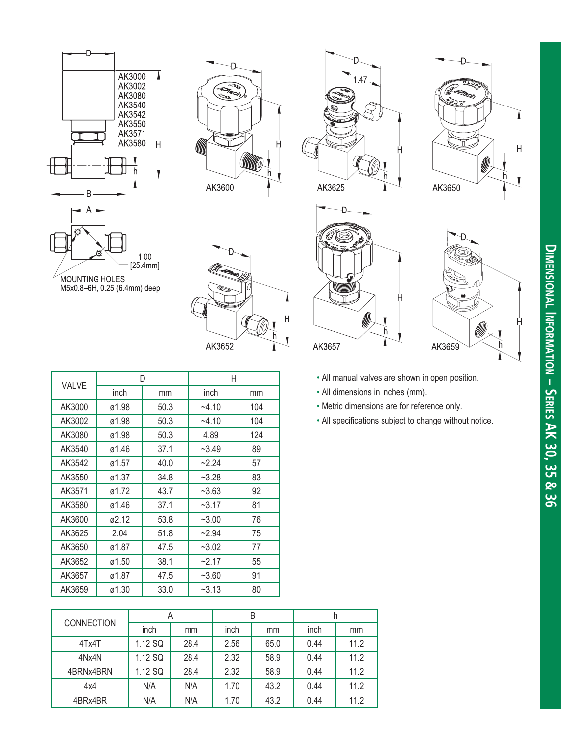## Dimensional Information – Series AK 30, 35 & 36

AK3000
AK3002
AK3080
AK3540
AK3542
AK3550
AK3571
AK3580

MOUNTING HOLES
M5x0.8–6H, 0.25 (6.4mm) deep

1.00
[25.4mm]

AK3600 AK3625 AK3650 AK3652 AK3657 AK3659

| VALVE | D | | H | |
|---|---|---|---|---|
| | inch | mm | inch | mm |
| AK3000 | ø1.98 | 50.3 | ~4.10 | 104 |
| AK3002 | ø1.98 | 50.3 | ~4.10 | 104 |
| AK3080 | ø1.98 | 50.3 | 4.89 | 124 |
| AK3540 | ø1.46 | 37.1 | ~3.49 | 89 |
| AK3542 | ø1.57 | 40.0 | ~2.24 | 57 |
| AK3550 | ø1.37 | 34.8 | ~3.28 | 83 |
| AK3571 | ø1.72 | 43.7 | ~3.63 | 92 |
| AK3580 | ø1.46 | 37.1 | ~3.17 | 81 |
| AK3600 | ø2.12 | 53.8 | ~3.00 | 76 |
| AK3625 | 2.04 | 51.8 | ~2.94 | 75 |
| AK3650 | ø1.87 | 47.5 | ~3.02 | 77 |
| AK3652 | ø1.50 | 38.1 | ~2.17 | 55 |
| AK3657 | ø1.87 | 47.5 | ~3.60 | 91 |
| AK3659 | ø1.30 | 33.0 | ~3.13 | 80 |

- All manual valves are shown in open position.
- All dimensions in inches (mm).
- Metric dimensions are for reference only.
- All specifications subject to change without notice.

| CONNECTION | A | | B | | h | |
|---|---|---|---|---|---|---|
| | inch | mm | inch | mm | inch | mm |
| 4Tx4T | 1.12 SQ | 28.4 | 2.56 | 65.0 | 0.44 | 11.2 |
| 4Nx4N | 1.12 SQ | 28.4 | 2.32 | 58.9 | 0.44 | 11.2 |
| 4BRNx4BRN | 1.12 SQ | 28.4 | 2.32 | 58.9 | 0.44 | 11.2 |
| 4x4 | N/A | N/A | 1.70 | 43.2 | 0.44 | 11.2 |
| 4BRx4BR | N/A | N/A | 1.70 | 43.2 | 0.44 | 11.2 |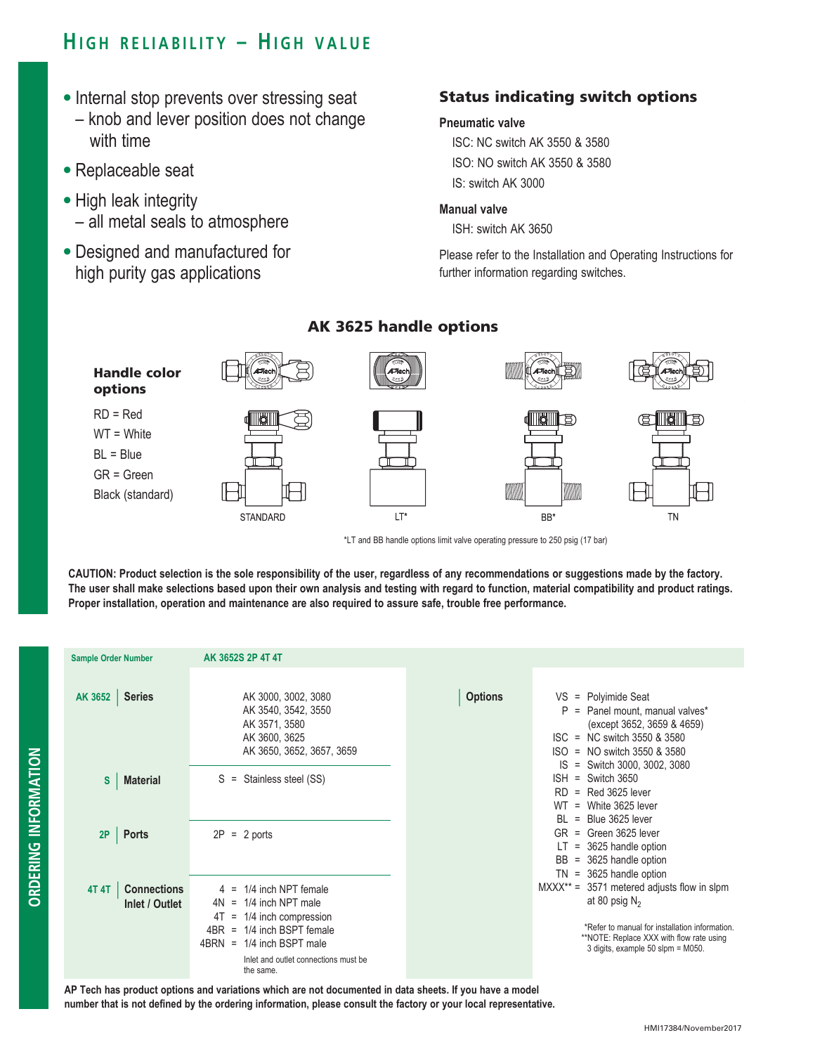## High reliability – High value

- Internal stop prevents over stressing seat
  - knob and lever position does not change with time
- Replaceable seat
- High leak integrity
  - all metal seals to atmosphere
- Designed and manufactured for high purity gas applications

### Status indicating switch options

**Pneumatic valve**

ISC: NC switch AK 3550 & 3580

ISO: NO switch AK 3550 & 3580

IS: switch AK 3000

**Manual valve**

ISH: switch AK 3650

Please refer to the Installation and Operating Instructions for further information regarding switches.

### AK 3625 handle options

**Handle color options**

RD = Red

WT = White

BL = Blue

GR = Green

Black (standard)

STANDARD

LT*

BB*

TN

*LT and BB handle options limit valve operating pressure to 250 psig (17 bar)

**CAUTION: Product selection is the sole responsibility of the user, regardless of any recommendations or suggestions made by the factory. The user shall make selections based upon their own analysis and testing with regard to function, material compatibility and product ratings. Proper installation, operation and maintenance are also required to assure safe, trouble free performance.**

## Ordering Information

**Sample Order Number** AK 3652S 2P 4T 4T

| Code | Field | Values |
|---|---|---|
| AK 3652 | **Series** | AK 3000, 3002, 3080<br>AK 3540, 3542, 3550<br>AK 3571, 3580<br>AK 3600, 3625<br>AK 3650, 3652, 3657, 3659 |
| S | **Material** | S = Stainless steel (SS) |
| 2P | **Ports** | 2P = 2 ports |
| 4T 4T | **Connections Inlet / Outlet** | 4 = 1/4 inch NPT female<br>4N = 1/4 inch NPT male<br>4T = 1/4 inch compression<br>4BR = 1/4 inch BSPT female<br>4BRN = 1/4 inch BSPT male<br>Inlet and outlet connections must be the same. |

**Options**

- VS = Polyimide Seat
- P = Panel mount, manual valves* (except 3652, 3659 & 4659)
- ISC = NC switch 3550 & 3580
- ISO = NO switch 3550 & 3580
- IS = Switch 3000, 3002, 3080
- ISH = Switch 3650
- RD = Red 3625 lever
- WT = White 3625 lever
- BL = Blue 3625 lever
- GR = Green 3625 lever
- LT = 3625 handle option
- BB = 3625 handle option
- TN = 3625 handle option
- MXXX** = 3571 metered adjusts flow in slpm at 80 psig $N_2$

*Refer to manual for installation information.

**NOTE: Replace XXX with flow rate using 3 digits, example 50 slpm = M050.

**AP Tech has product options and variations which are not documented in data sheets. If you have a model number that is not defined by the ordering information, please consult the factory or your local representative.**

HMI17384/November2017